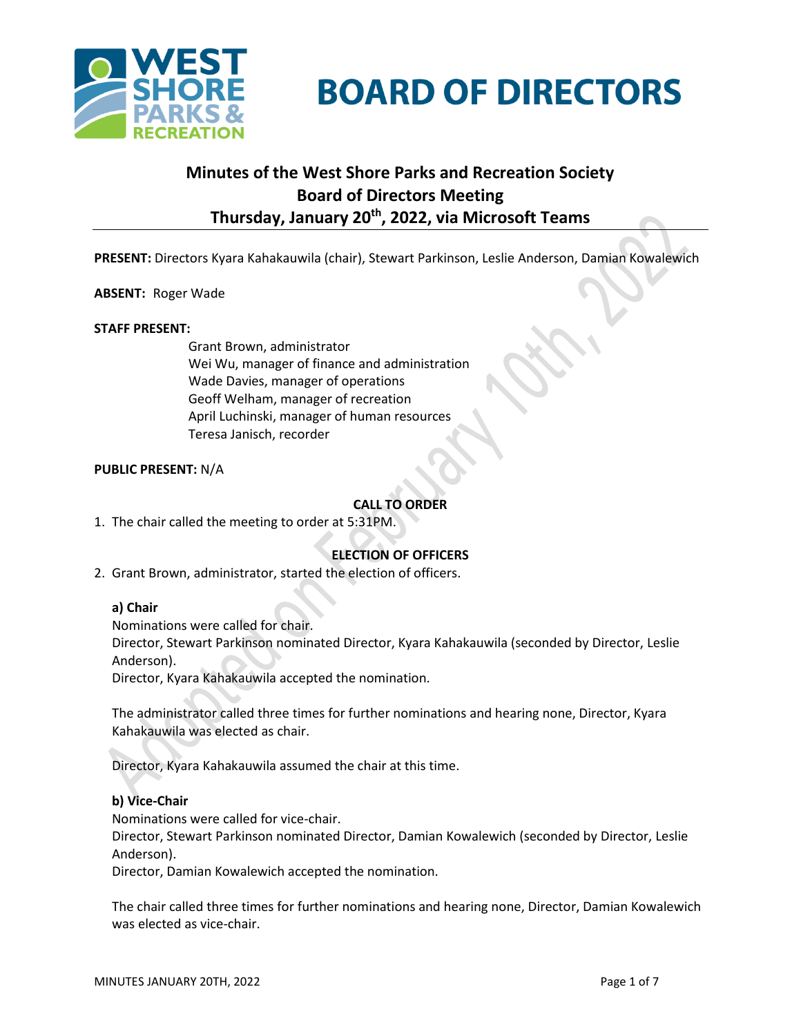# BOARD OF DIRECTORS

## Minutes of the West Shore Parks and Recreation Society Board of Directors Meeting Thursday, January 20th, 2022, via Microsoft Teams

**PRESENT:** Directors Kyara Kahakauwila (chair), Stewart Parkinson, Leslie Anderson, Damian Kowalewich

**ABSENT:** Roger Wade

**STAFF PRESENT:**

Grant Brown, administrator
Wei Wu, manager of finance and administration
Wade Davies, manager of operations
Geoff Welham, manager of recreation
April Luchinski, manager of human resources
Teresa Janisch, recorder

**PUBLIC PRESENT:** N/A

### CALL TO ORDER

1. The chair called the meeting to order at 5:31PM.

### ELECTION OF OFFICERS

2. Grant Brown, administrator, started the election of officers.

**a) Chair**

Nominations were called for chair.
Director, Stewart Parkinson nominated Director, Kyara Kahakauwila (seconded by Director, Leslie Anderson).
Director, Kyara Kahakauwila accepted the nomination.

The administrator called three times for further nominations and hearing none, Director, Kyara Kahakauwila was elected as chair.

Director, Kyara Kahakauwila assumed the chair at this time.

**b) Vice-Chair**

Nominations were called for vice-chair.
Director, Stewart Parkinson nominated Director, Damian Kowalewich (seconded by Director, Leslie Anderson).
Director, Damian Kowalewich accepted the nomination.

The chair called three times for further nominations and hearing none, Director, Damian Kowalewich was elected as vice-chair.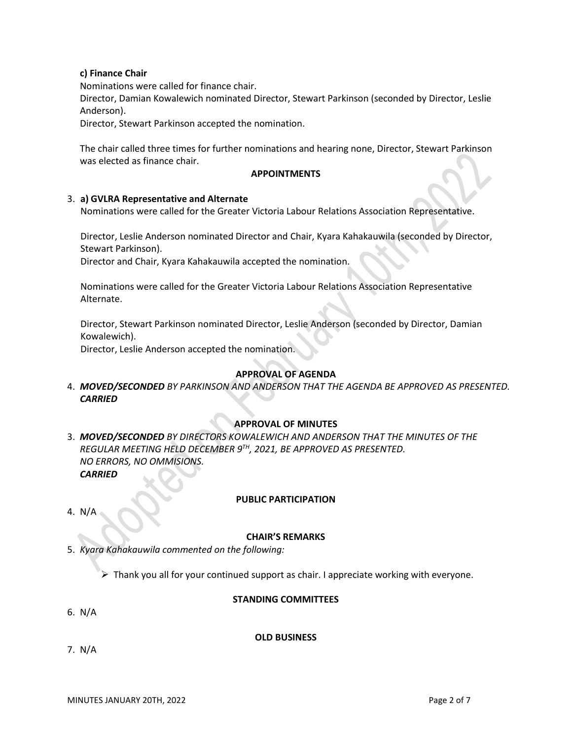**c) Finance Chair**

Nominations were called for finance chair.

Director, Damian Kowalewich nominated Director, Stewart Parkinson (seconded by Director, Leslie Anderson).

Director, Stewart Parkinson accepted the nomination.

The chair called three times for further nominations and hearing none, Director, Stewart Parkinson was elected as finance chair.

**APPOINTMENTS**

3. **a) GVLRA Representative and Alternate**

Nominations were called for the Greater Victoria Labour Relations Association Representative.

Director, Leslie Anderson nominated Director and Chair, Kyara Kahakauwila (seconded by Director, Stewart Parkinson).

Director and Chair, Kyara Kahakauwila accepted the nomination.

Nominations were called for the Greater Victoria Labour Relations Association Representative Alternate.

Director, Stewart Parkinson nominated Director, Leslie Anderson (seconded by Director, Damian Kowalewich).

Director, Leslie Anderson accepted the nomination.

**APPROVAL OF AGENDA**

4. ***MOVED/SECONDED*** *BY PARKINSON AND ANDERSON THAT THE AGENDA BE APPROVED AS PRESENTED.*
   ***CARRIED***

**APPROVAL OF MINUTES**

3. ***MOVED/SECONDED*** *BY DIRECTORS KOWALEWICH AND ANDERSON THAT THE MINUTES OF THE REGULAR MEETING HELD DECEMBER 9TH, 2021, BE APPROVED AS PRESENTED.*
   *NO ERRORS, NO OMMISIONS.*
   ***CARRIED***

**PUBLIC PARTICIPATION**

4. N/A

**CHAIR'S REMARKS**

5. *Kyara Kahakauwila commented on the following:*
   - Thank you all for your continued support as chair. I appreciate working with everyone.

**STANDING COMMITTEES**

6. N/A

**OLD BUSINESS**

7. N/A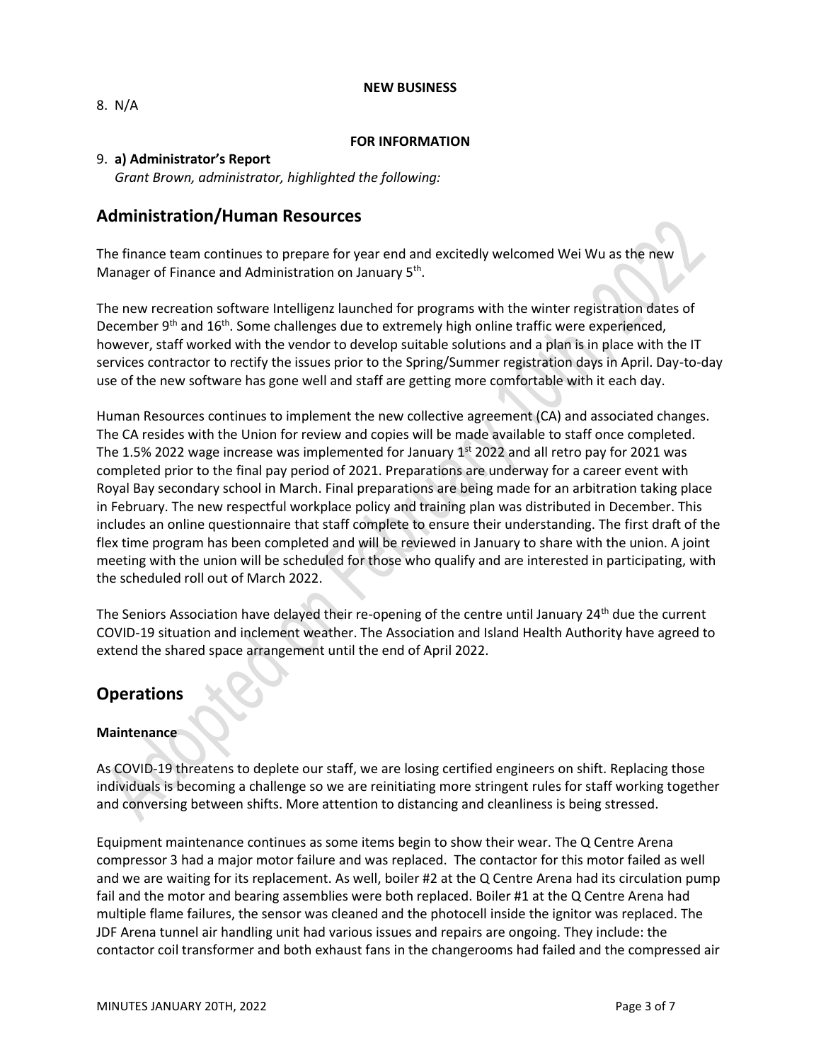**NEW BUSINESS**

8. N/A

**FOR INFORMATION**

9. **a) Administrator's Report**
   *Grant Brown, administrator, highlighted the following:*

## Administration/Human Resources

The finance team continues to prepare for year end and excitedly welcomed Wei Wu as the new Manager of Finance and Administration on January 5th.

The new recreation software Intelligenz launched for programs with the winter registration dates of December 9th and 16th. Some challenges due to extremely high online traffic were experienced, however, staff worked with the vendor to develop suitable solutions and a plan is in place with the IT services contractor to rectify the issues prior to the Spring/Summer registration days in April. Day-to-day use of the new software has gone well and staff are getting more comfortable with it each day.

Human Resources continues to implement the new collective agreement (CA) and associated changes. The CA resides with the Union for review and copies will be made available to staff once completed. The 1.5% 2022 wage increase was implemented for January 1st 2022 and all retro pay for 2021 was completed prior to the final pay period of 2021. Preparations are underway for a career event with Royal Bay secondary school in March. Final preparations are being made for an arbitration taking place in February. The new respectful workplace policy and training plan was distributed in December. This includes an online questionnaire that staff complete to ensure their understanding. The first draft of the flex time program has been completed and will be reviewed in January to share with the union. A joint meeting with the union will be scheduled for those who qualify and are interested in participating, with the scheduled roll out of March 2022.

The Seniors Association have delayed their re-opening of the centre until January 24th due the current COVID-19 situation and inclement weather. The Association and Island Health Authority have agreed to extend the shared space arrangement until the end of April 2022.

## Operations

### Maintenance

As COVID-19 threatens to deplete our staff, we are losing certified engineers on shift. Replacing those individuals is becoming a challenge so we are reinitiating more stringent rules for staff working together and conversing between shifts. More attention to distancing and cleanliness is being stressed.

Equipment maintenance continues as some items begin to show their wear. The Q Centre Arena compressor 3 had a major motor failure and was replaced. The contactor for this motor failed as well and we are waiting for its replacement. As well, boiler #2 at the Q Centre Arena had its circulation pump fail and the motor and bearing assemblies were both replaced. Boiler #1 at the Q Centre Arena had multiple flame failures, the sensor was cleaned and the photocell inside the ignitor was replaced. The JDF Arena tunnel air handling unit had various issues and repairs are ongoing. They include: the contactor coil transformer and both exhaust fans in the changerooms had failed and the compressed air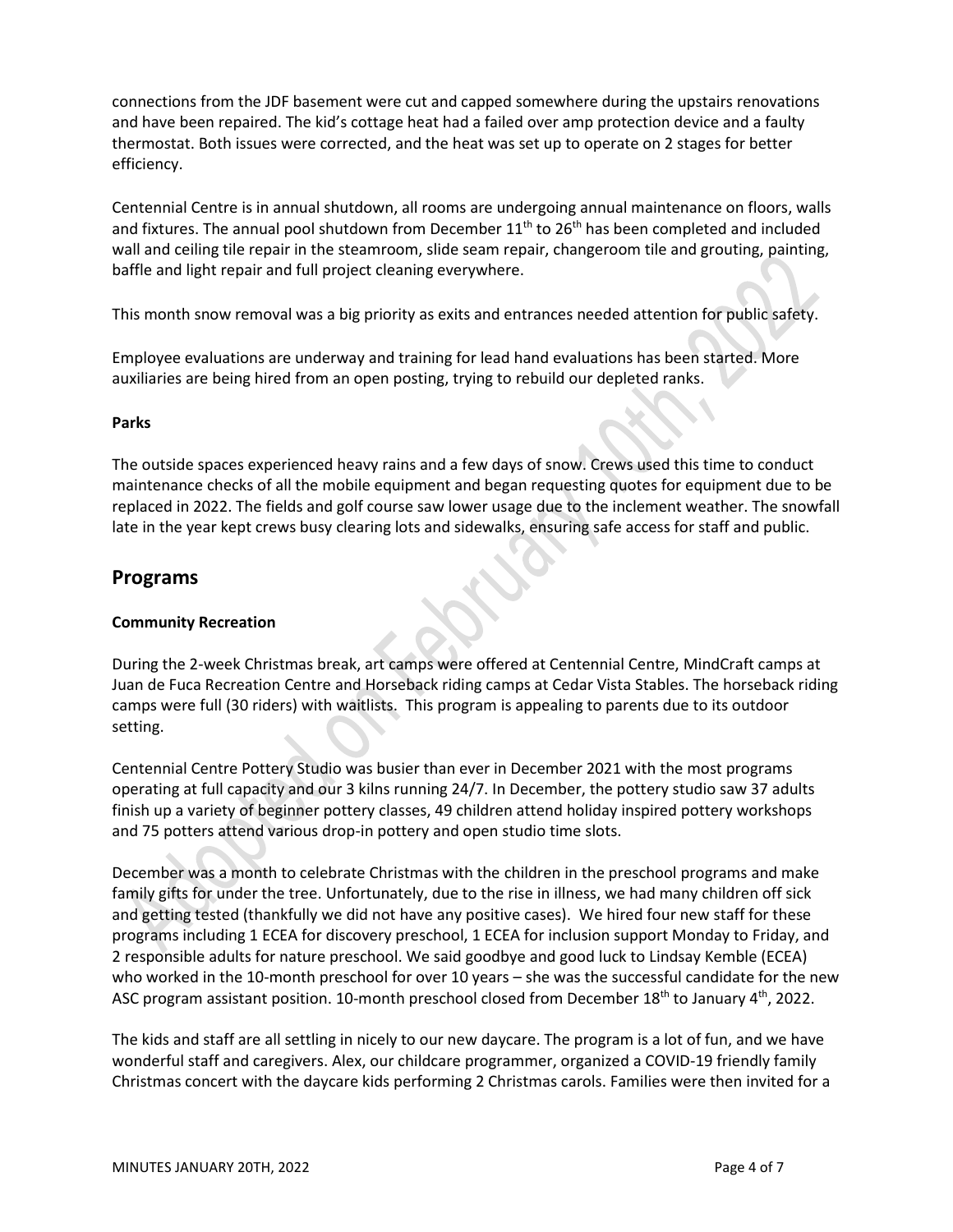connections from the JDF basement were cut and capped somewhere during the upstairs renovations and have been repaired. The kid's cottage heat had a failed over amp protection device and a faulty thermostat. Both issues were corrected, and the heat was set up to operate on 2 stages for better efficiency.

Centennial Centre is in annual shutdown, all rooms are undergoing annual maintenance on floors, walls and fixtures. The annual pool shutdown from December 11th to 26th has been completed and included wall and ceiling tile repair in the steamroom, slide seam repair, changeroom tile and grouting, painting, baffle and light repair and full project cleaning everywhere.

This month snow removal was a big priority as exits and entrances needed attention for public safety.

Employee evaluations are underway and training for lead hand evaluations has been started. More auxiliaries are being hired from an open posting, trying to rebuild our depleted ranks.

**Parks**

The outside spaces experienced heavy rains and a few days of snow. Crews used this time to conduct maintenance checks of all the mobile equipment and began requesting quotes for equipment due to be replaced in 2022. The fields and golf course saw lower usage due to the inclement weather. The snowfall late in the year kept crews busy clearing lots and sidewalks, ensuring safe access for staff and public.

## Programs

**Community Recreation**

During the 2-week Christmas break, art camps were offered at Centennial Centre, MindCraft camps at Juan de Fuca Recreation Centre and Horseback riding camps at Cedar Vista Stables. The horseback riding camps were full (30 riders) with waitlists. This program is appealing to parents due to its outdoor setting.

Centennial Centre Pottery Studio was busier than ever in December 2021 with the most programs operating at full capacity and our 3 kilns running 24/7. In December, the pottery studio saw 37 adults finish up a variety of beginner pottery classes, 49 children attend holiday inspired pottery workshops and 75 potters attend various drop-in pottery and open studio time slots.

December was a month to celebrate Christmas with the children in the preschool programs and make family gifts for under the tree. Unfortunately, due to the rise in illness, we had many children off sick and getting tested (thankfully we did not have any positive cases). We hired four new staff for these programs including 1 ECEA for discovery preschool, 1 ECEA for inclusion support Monday to Friday, and 2 responsible adults for nature preschool. We said goodbye and good luck to Lindsay Kemble (ECEA) who worked in the 10-month preschool for over 10 years – she was the successful candidate for the new ASC program assistant position. 10-month preschool closed from December 18th to January 4th, 2022.

The kids and staff are all settling in nicely to our new daycare. The program is a lot of fun, and we have wonderful staff and caregivers. Alex, our childcare programmer, organized a COVID-19 friendly family Christmas concert with the daycare kids performing 2 Christmas carols. Families were then invited for a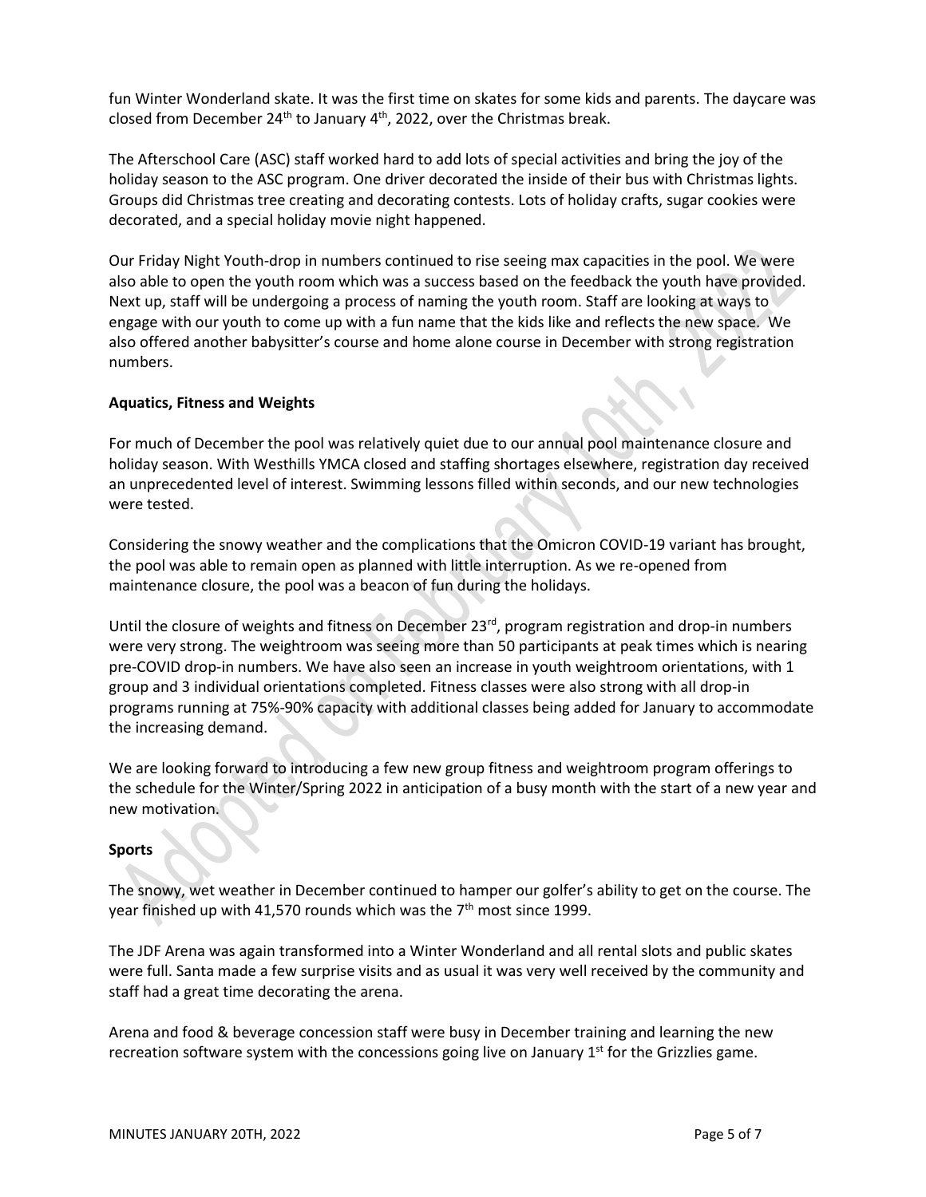fun Winter Wonderland skate. It was the first time on skates for some kids and parents. The daycare was closed from December 24th to January 4th, 2022, over the Christmas break.

The Afterschool Care (ASC) staff worked hard to add lots of special activities and bring the joy of the holiday season to the ASC program. One driver decorated the inside of their bus with Christmas lights. Groups did Christmas tree creating and decorating contests. Lots of holiday crafts, sugar cookies were decorated, and a special holiday movie night happened.

Our Friday Night Youth-drop in numbers continued to rise seeing max capacities in the pool. We were also able to open the youth room which was a success based on the feedback the youth have provided. Next up, staff will be undergoing a process of naming the youth room. Staff are looking at ways to engage with our youth to come up with a fun name that the kids like and reflects the new space. We also offered another babysitter's course and home alone course in December with strong registration numbers.

**Aquatics, Fitness and Weights**

For much of December the pool was relatively quiet due to our annual pool maintenance closure and holiday season. With Westhills YMCA closed and staffing shortages elsewhere, registration day received an unprecedented level of interest. Swimming lessons filled within seconds, and our new technologies were tested.

Considering the snowy weather and the complications that the Omicron COVID-19 variant has brought, the pool was able to remain open as planned with little interruption. As we re-opened from maintenance closure, the pool was a beacon of fun during the holidays.

Until the closure of weights and fitness on December 23rd, program registration and drop-in numbers were very strong. The weightroom was seeing more than 50 participants at peak times which is nearing pre-COVID drop-in numbers. We have also seen an increase in youth weightroom orientations, with 1 group and 3 individual orientations completed. Fitness classes were also strong with all drop-in programs running at 75%-90% capacity with additional classes being added for January to accommodate the increasing demand.

We are looking forward to introducing a few new group fitness and weightroom program offerings to the schedule for the Winter/Spring 2022 in anticipation of a busy month with the start of a new year and new motivation.

**Sports**

The snowy, wet weather in December continued to hamper our golfer's ability to get on the course. The year finished up with 41,570 rounds which was the 7th most since 1999.

The JDF Arena was again transformed into a Winter Wonderland and all rental slots and public skates were full. Santa made a few surprise visits and as usual it was very well received by the community and staff had a great time decorating the arena.

Arena and food & beverage concession staff were busy in December training and learning the new recreation software system with the concessions going live on January 1st for the Grizzlies game.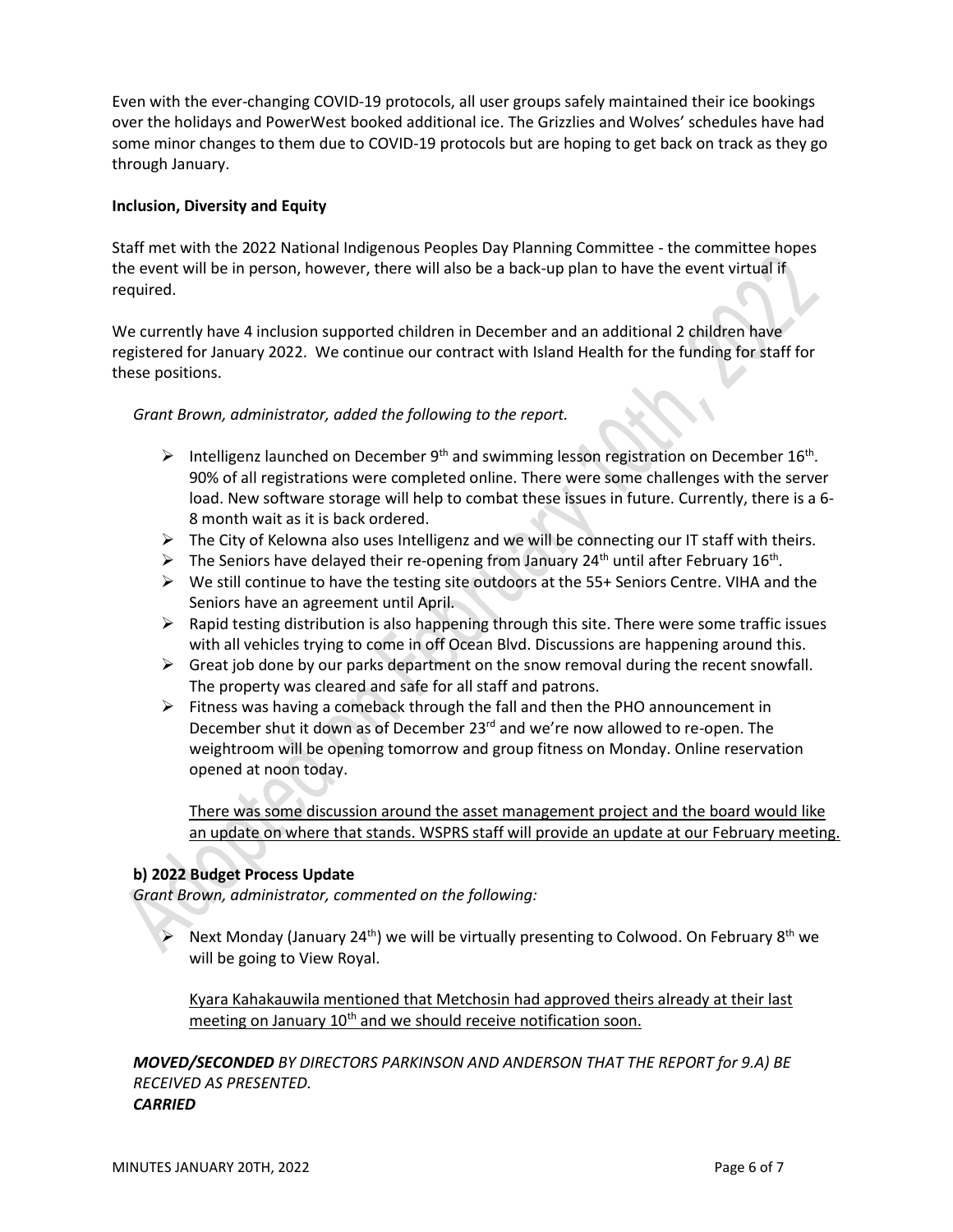Even with the ever-changing COVID-19 protocols, all user groups safely maintained their ice bookings over the holidays and PowerWest booked additional ice. The Grizzlies and Wolves' schedules have had some minor changes to them due to COVID-19 protocols but are hoping to get back on track as they go through January.

**Inclusion, Diversity and Equity**

Staff met with the 2022 National Indigenous Peoples Day Planning Committee - the committee hopes the event will be in person, however, there will also be a back-up plan to have the event virtual if required.

We currently have 4 inclusion supported children in December and an additional 2 children have registered for January 2022. We continue our contract with Island Health for the funding for staff for these positions.

*Grant Brown, administrator, added the following to the report.*

- Intelligenz launched on December 9th and swimming lesson registration on December 16th. 90% of all registrations were completed online. There were some challenges with the server load. New software storage will help to combat these issues in future. Currently, there is a 6-8 month wait as it is back ordered.
- The City of Kelowna also uses Intelligenz and we will be connecting our IT staff with theirs.
- The Seniors have delayed their re-opening from January 24th until after February 16th.
- We still continue to have the testing site outdoors at the 55+ Seniors Centre. VIHA and the Seniors have an agreement until April.
- Rapid testing distribution is also happening through this site. There were some traffic issues with all vehicles trying to come in off Ocean Blvd. Discussions are happening around this.
- Great job done by our parks department on the snow removal during the recent snowfall. The property was cleared and safe for all staff and patrons.
- Fitness was having a comeback through the fall and then the PHO announcement in December shut it down as of December 23rd and we're now allowed to re-open. The weightroom will be opening tomorrow and group fitness on Monday. Online reservation opened at noon today.

  <u>There was some discussion around the asset management project and the board would like an update on where that stands. WSPRS staff will provide an update at our February meeting.</u>

**b) 2022 Budget Process Update**

*Grant Brown, administrator, commented on the following:*

- Next Monday (January 24th) we will be virtually presenting to Colwood. On February 8th we will be going to View Royal.

  <u>Kyara Kahakauwila mentioned that Metchosin had approved theirs already at their last meeting on January 10th and we should receive notification soon.</u>

***MOVED/SECONDED*** *BY DIRECTORS PARKINSON AND ANDERSON THAT THE REPORT for 9.A) BE RECEIVED AS PRESENTED.*
***CARRIED***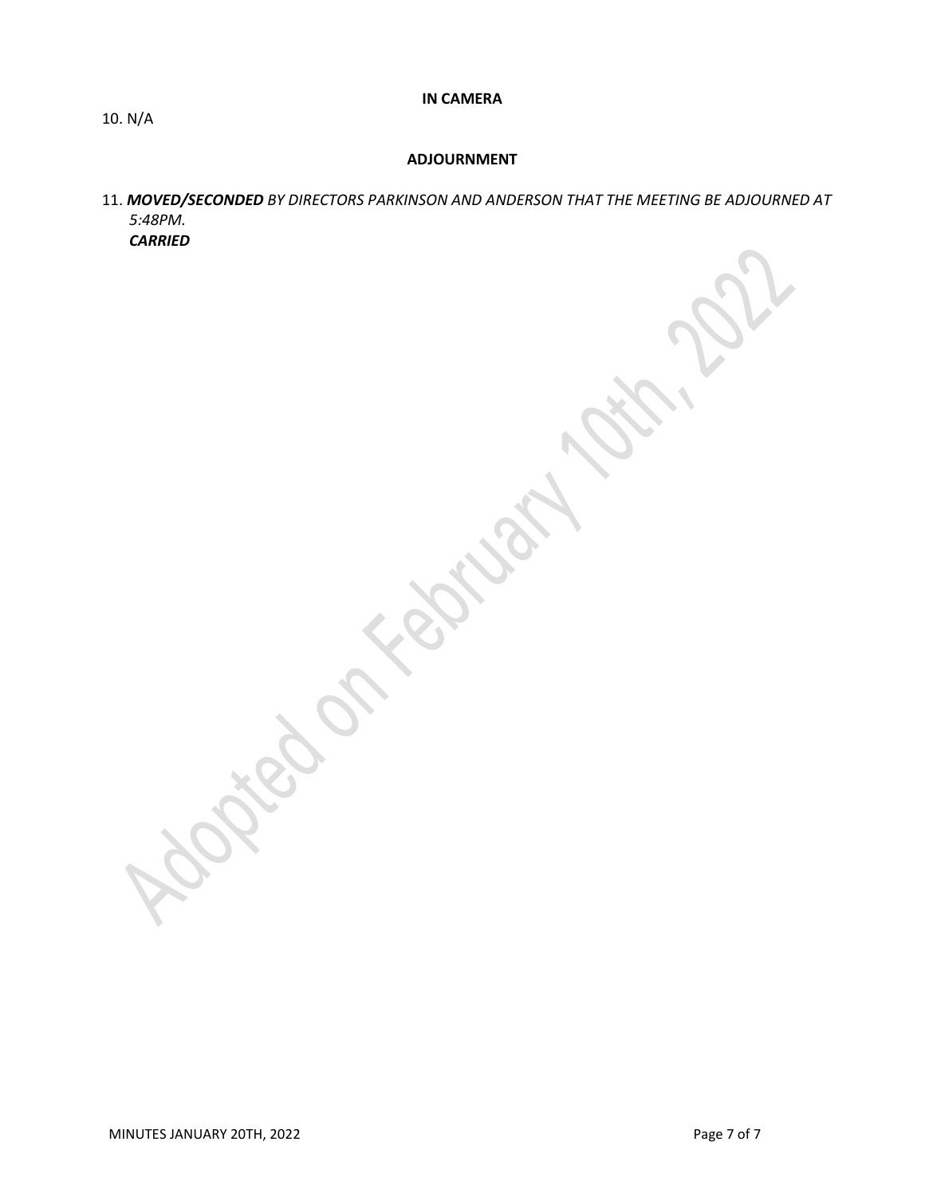**IN CAMERA**

10. N/A

**ADJOURNMENT**

11. ***MOVED/SECONDED*** *BY DIRECTORS PARKINSON AND ANDERSON THAT THE MEETING BE ADJOURNED AT 5:48PM.*
    ***CARRIED***

Adopted on February 10th, 2022